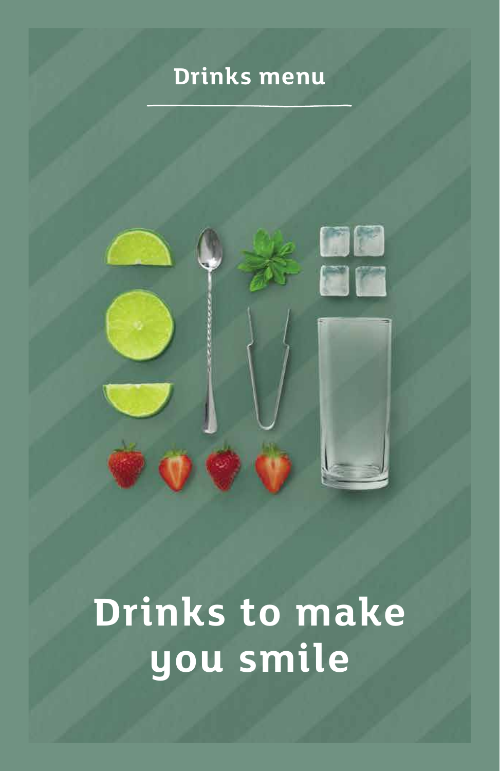## Drinks menu

# Drinks to make you smile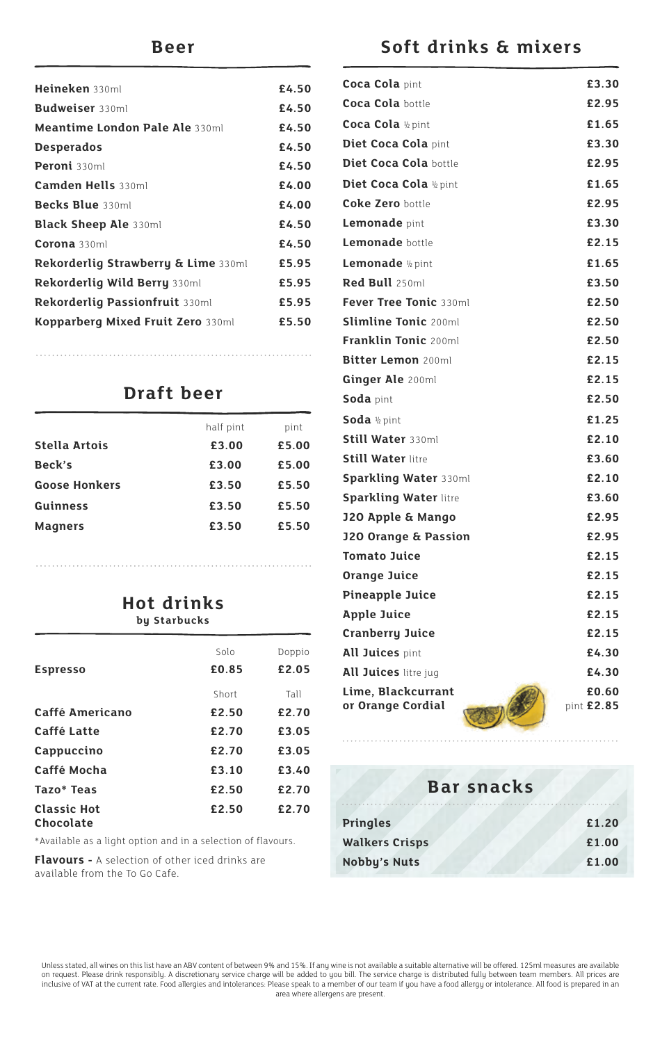## Beer

| | |
|---|---|
| **Heineken** 330ml | £4.50 |
| **Budweiser** 330ml | £4.50 |
| **Meantime London Pale Ale** 330ml | £4.50 |
| **Desperados** | £4.50 |
| **Peroni** 330ml | £4.50 |
| **Camden Hells** 330ml | £4.00 |
| **Becks Blue** 330ml | £4.00 |
| **Black Sheep Ale** 330ml | £4.50 |
| **Corona** 330ml | £4.50 |
| **Rekorderlig Strawberry & Lime** 330ml | £5.95 |
| **Rekorderlig Wild Berry** 330ml | £5.95 |
| **Rekorderlig Passionfruit** 330ml | £5.95 |
| **Kopparberg Mixed Fruit Zero** 330ml | £5.50 |

## Draft beer

| | half pint | pint |
|---|---|---|
| **Stella Artois** | £3.00 | £5.00 |
| **Beck's** | £3.00 | £5.00 |
| **Goose Honkers** | £3.50 | £5.50 |
| **Guinness** | £3.50 | £5.50 |
| **Magners** | £3.50 | £5.50 |

## Hot drinks
by Starbucks

| | Solo | Doppio |
|---|---|---|
| **Espresso** | £0.85 | £2.05 |
| | **Short** | **Tall** |
| **Caffé Americano** | £2.50 | £2.70 |
| **Caffé Latte** | £2.70 | £3.05 |
| **Cappuccino** | £2.70 | £3.05 |
| **Caffé Mocha** | £3.10 | £3.40 |
| **Tazo* Teas** | £2.50 | £2.70 |
| **Classic Hot Chocolate** | £2.50 | £2.70 |

*Available as a light option and in a selection of flavours.

**Flavours -** A selection of other iced drinks are available from the To Go Cafe.

## Soft drinks & mixers

| | |
|---|---|
| **Coca Cola** pint | £3.30 |
| **Coca Cola** bottle | £2.95 |
| **Coca Cola** ½ pint | £1.65 |
| **Diet Coca Cola** pint | £3.30 |
| **Diet Coca Cola** bottle | £2.95 |
| **Diet Coca Cola** ½ pint | £1.65 |
| **Coke Zero** bottle | £2.95 |
| **Lemonade** pint | £3.30 |
| **Lemonade** bottle | £2.15 |
| **Lemonade** ½ pint | £1.65 |
| **Red Bull** 250ml | £3.50 |
| **Fever Tree Tonic** 330ml | £2.50 |
| **Slimline Tonic** 200ml | £2.50 |
| **Franklin Tonic** 200ml | £2.50 |
| **Bitter Lemon** 200ml | £2.15 |
| **Ginger Ale** 200ml | £2.15 |
| **Soda** pint | £2.50 |
| **Soda** ½ pint | £1.25 |
| **Still Water** 330ml | £2.10 |
| **Still Water** litre | £3.60 |
| **Sparkling Water** 330ml | £2.10 |
| **Sparkling Water** litre | £3.60 |
| **J2O Apple & Mango** | £2.95 |
| **J2O Orange & Passion** | £2.95 |
| **Tomato Juice** | £2.15 |
| **Orange Juice** | £2.15 |
| **Pineapple Juice** | £2.15 |
| **Apple Juice** | £2.15 |
| **Cranberry Juice** | £2.15 |
| **All Juices** pint | £4.30 |
| **All Juices** litre jug | £4.30 |
| **Lime, Blackcurrant or Orange Cordial** | £0.60 / pint £2.85 |

## Bar snacks

| | |
|---|---|
| **Pringles** | £1.20 |
| **Walkers Crisps** | £1.00 |
| **Nobby's Nuts** | £1.00 |

Unless stated, all wines on this list have an ABV content of between 9% and 15%. If any wine is not available a suitable alternative will be offered. 125ml measures are available on request. Please drink responsibly. A discretionary service charge will be added to you bill. The service charge is distributed fully between team members. All prices are inclusive of VAT at the current rate. Food allergies and intolerances: Please speak to a member of our team if you have a food allergy or intolerance. All food is prepared in an area where allergens are present.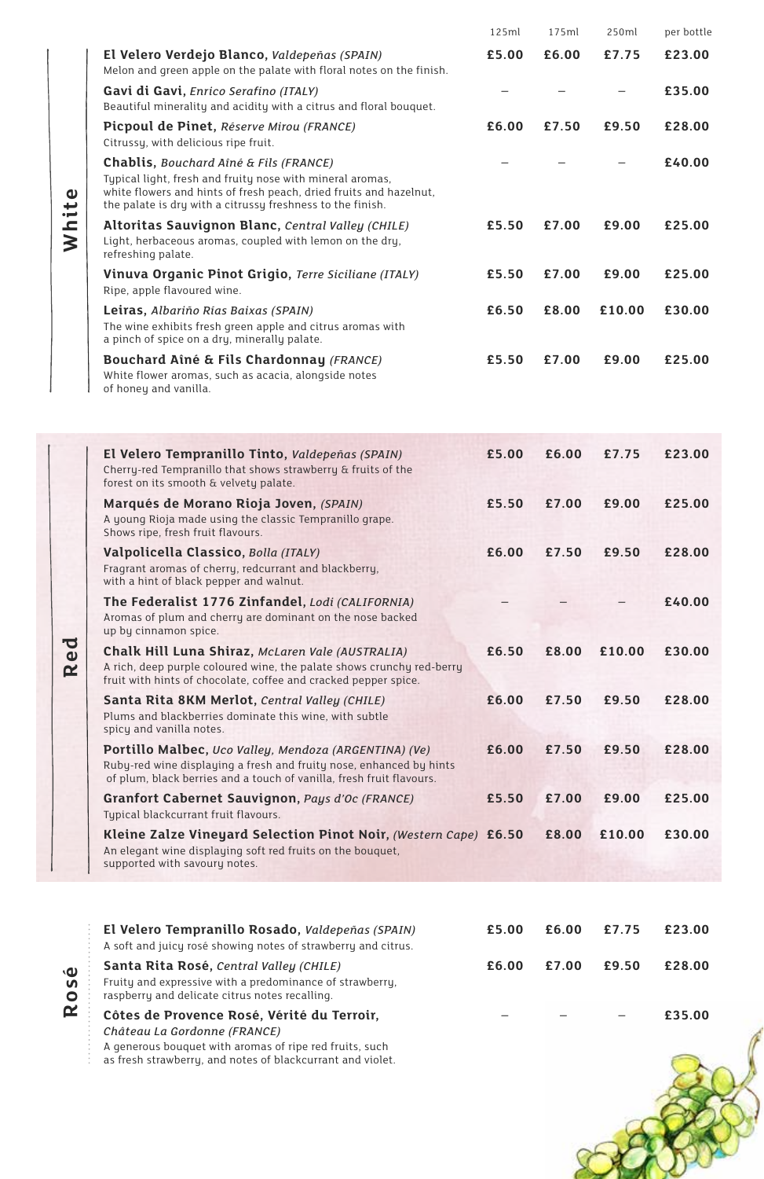## White

| Wine | 125ml | 175ml | 250ml | per bottle |
|---|---|---|---|---|
| **El Velero Verdejo Blanco,** *Valdepeñas (SPAIN)*<br>Melon and green apple on the palate with floral notes on the finish. | £5.00 | £6.00 | £7.75 | £23.00 |
| **Gavi di Gavi,** *Enrico Serafino (ITALY)*<br>Beautiful minerality and acidity with a citrus and floral bouquet. | – | – | – | £35.00 |
| **Picpoul de Pinet,** *Réserve Mirou (FRANCE)*<br>Citrussy, with delicious ripe fruit. | £6.00 | £7.50 | £9.50 | £28.00 |
| **Chablis,** *Bouchard Aîné & Fils (FRANCE)*<br>Typical light, fresh and fruity nose with mineral aromas, white flowers and hints of fresh peach, dried fruits and hazelnut, the palate is dry with a citrussy freshness to the finish. | – | – | – | £40.00 |
| **Altoritas Sauvignon Blanc,** *Central Valley (CHILE)*<br>Light, herbaceous aromas, coupled with lemon on the dry, refreshing palate. | £5.50 | £7.00 | £9.00 | £25.00 |
| **Vinuva Organic Pinot Grigio,** *Terre Siciliane (ITALY)*<br>Ripe, apple flavoured wine. | £5.50 | £7.00 | £9.00 | £25.00 |
| **Leiras,** *Albariño Rías Baixas (SPAIN)*<br>The wine exhibits fresh green apple and citrus aromas with a pinch of spice on a dry, minerally palate. | £6.50 | £8.00 | £10.00 | £30.00 |
| **Bouchard Aîné & Fils Chardonnay** *(FRANCE)*<br>White flower aromas, such as acacia, alongside notes of honey and vanilla. | £5.50 | £7.00 | £9.00 | £25.00 |

## Red

| Wine | 125ml | 175ml | 250ml | per bottle |
|---|---|---|---|---|
| **El Velero Tempranillo Tinto,** *Valdepeñas (SPAIN)*<br>Cherry-red Tempranillo that shows strawberry & fruits of the forest on its smooth & velvety palate. | £5.00 | £6.00 | £7.75 | £23.00 |
| **Marqués de Morano Rioja Joven,** *(SPAIN)*<br>A young Rioja made using the classic Tempranillo grape. Shows ripe, fresh fruit flavours. | £5.50 | £7.00 | £9.00 | £25.00 |
| **Valpolicella Classico,** *Bolla (ITALY)*<br>Fragrant aromas of cherry, redcurrant and blackberry, with a hint of black pepper and walnut. | £6.00 | £7.50 | £9.50 | £28.00 |
| **The Federalist 1776 Zinfandel,** *Lodi (CALIFORNIA)*<br>Aromas of plum and cherry are dominant on the nose backed up by cinnamon spice. | – | – | – | £40.00 |
| **Chalk Hill Luna Shiraz,** *McLaren Vale (AUSTRALIA)*<br>A rich, deep purple coloured wine, the palate shows crunchy red-berry fruit with hints of chocolate, coffee and cracked pepper spice. | £6.50 | £8.00 | £10.00 | £30.00 |
| **Santa Rita 8KM Merlot,** *Central Valley (CHILE)*<br>Plums and blackberries dominate this wine, with subtle spicy and vanilla notes. | £6.00 | £7.50 | £9.50 | £28.00 |
| **Portillo Malbec,** *Uco Valley, Mendoza (ARGENTINA) (Ve)*<br>Ruby-red wine displaying a fresh and fruity nose, enhanced by hints of plum, black berries and a touch of vanilla, fresh fruit flavours. | £6.00 | £7.50 | £9.50 | £28.00 |
| **Granfort Cabernet Sauvignon,** *Pays d'Oc (FRANCE)*<br>Typical blackcurrant fruit flavours. | £5.50 | £7.00 | £9.00 | £25.00 |
| **Kleine Zalze Vineyard Selection Pinot Noir,** *(Western Cape)*<br>An elegant wine displaying soft red fruits on the bouquet, supported with savoury notes. | £6.50 | £8.00 | £10.00 | £30.00 |

## Rosé

| Wine | 125ml | 175ml | 250ml | per bottle |
|---|---|---|---|---|
| **El Velero Tempranillo Rosado,** *Valdepeñas (SPAIN)*<br>A soft and juicy rosé showing notes of strawberry and citrus. | £5.00 | £6.00 | £7.75 | £23.00 |
| **Santa Rita Rosé,** *Central Valley (CHILE)*<br>Fruity and expressive with a predominance of strawberry, raspberry and delicate citrus notes recalling. | £6.00 | £7.00 | £9.50 | £28.00 |
| **Côtes de Provence Rosé, Vérité du Terroir,** *Château La Gordonne (FRANCE)*<br>A generous bouquet with aromas of ripe red fruits, such as fresh strawberry, and notes of blackcurrant and violet. | – | – | – | £35.00 |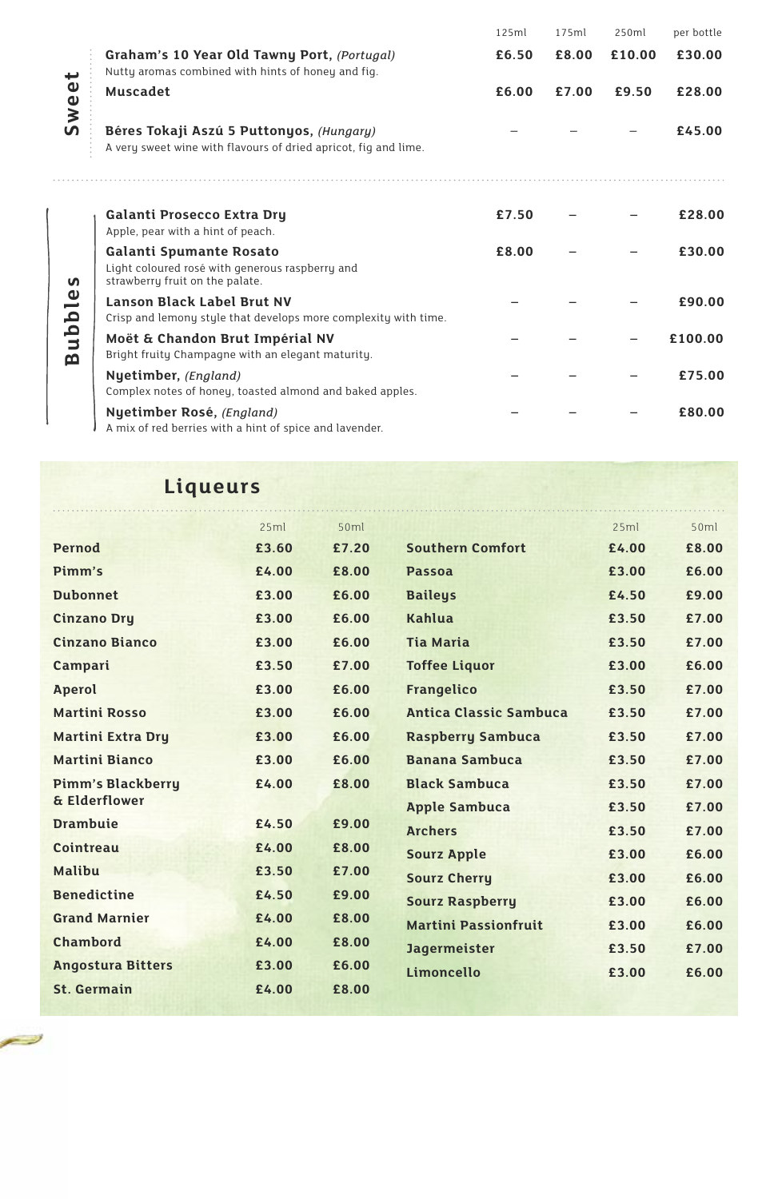## Sweet

| | 125ml | 175ml | 250ml | per bottle |
|---|---|---|---|---|
| **Graham's 10 Year Old Tawny Port,** *(Portugal)*<br>Nutty aromas combined with hints of honey and fig. | **£6.50** | **£8.00** | **£10.00** | **£30.00** |
| **Muscadet** | **£6.00** | **£7.00** | **£9.50** | **£28.00** |
| **Béres Tokaji Aszú 5 Puttonyos,** *(Hungary)*<br>A very sweet wine with flavours of dried apricot, fig and lime. | – | – | – | **£45.00** |

## Bubbles

| | 125ml | 175ml | 250ml | per bottle |
|---|---|---|---|---|
| **Galanti Prosecco Extra Dry**<br>Apple, pear with a hint of peach. | **£7.50** | – | – | **£28.00** |
| **Galanti Spumante Rosato**<br>Light coloured rosé with generous raspberry and strawberry fruit on the palate. | **£8.00** | – | – | **£30.00** |
| **Lanson Black Label Brut NV**<br>Crisp and lemony style that develops more complexity with time. | – | – | – | **£90.00** |
| **Moët & Chandon Brut Impérial NV**<br>Bright fruity Champagne with an elegant maturity. | – | – | – | **£100.00** |
| **Nyetimber,** *(England)*<br>Complex notes of honey, toasted almond and baked apples. | – | – | – | **£75.00** |
| **Nyetimber Rosé,** *(England)*<br>A mix of red berries with a hint of spice and lavender. | – | – | – | **£80.00** |

## Liqueurs

| | 25ml | 50ml |
|---|---|---|
| **Pernod** | **£3.60** | **£7.20** |
| **Pimm's** | **£4.00** | **£8.00** |
| **Dubonnet** | **£3.00** | **£6.00** |
| **Cinzano Dry** | **£3.00** | **£6.00** |
| **Cinzano Bianco** | **£3.00** | **£6.00** |
| **Campari** | **£3.50** | **£7.00** |
| **Aperol** | **£3.00** | **£6.00** |
| **Martini Rosso** | **£3.00** | **£6.00** |
| **Martini Extra Dry** | **£3.00** | **£6.00** |
| **Martini Bianco** | **£3.00** | **£6.00** |
| **Pimm's Blackberry & Elderflower** | **£4.00** | **£8.00** |
| **Drambuie** | **£4.50** | **£9.00** |
| **Cointreau** | **£4.00** | **£8.00** |
| **Malibu** | **£3.50** | **£7.00** |
| **Benedictine** | **£4.50** | **£9.00** |
| **Grand Marnier** | **£4.00** | **£8.00** |
| **Chambord** | **£4.00** | **£8.00** |
| **Angostura Bitters** | **£3.00** | **£6.00** |
| **St. Germain** | **£4.00** | **£8.00** |

| | 25ml | 50ml |
|---|---|---|
| **Southern Comfort** | **£4.00** | **£8.00** |
| **Passoa** | **£3.00** | **£6.00** |
| **Baileys** | **£4.50** | **£9.00** |
| **Kahlua** | **£3.50** | **£7.00** |
| **Tia Maria** | **£3.50** | **£7.00** |
| **Toffee Liquor** | **£3.00** | **£6.00** |
| **Frangelico** | **£3.50** | **£7.00** |
| **Antica Classic Sambuca** | **£3.50** | **£7.00** |
| **Raspberry Sambuca** | **£3.50** | **£7.00** |
| **Banana Sambuca** | **£3.50** | **£7.00** |
| **Black Sambuca** | **£3.50** | **£7.00** |
| **Apple Sambuca** | **£3.50** | **£7.00** |
| **Archers** | **£3.50** | **£7.00** |
| **Sourz Apple** | **£3.00** | **£6.00** |
| **Sourz Cherry** | **£3.00** | **£6.00** |
| **Sourz Raspberry** | **£3.00** | **£6.00** |
| **Martini Passionfruit** | **£3.00** | **£6.00** |
| **Jagermeister** | **£3.50** | **£7.00** |
| **Limoncello** | **£3.00** | **£6.00** |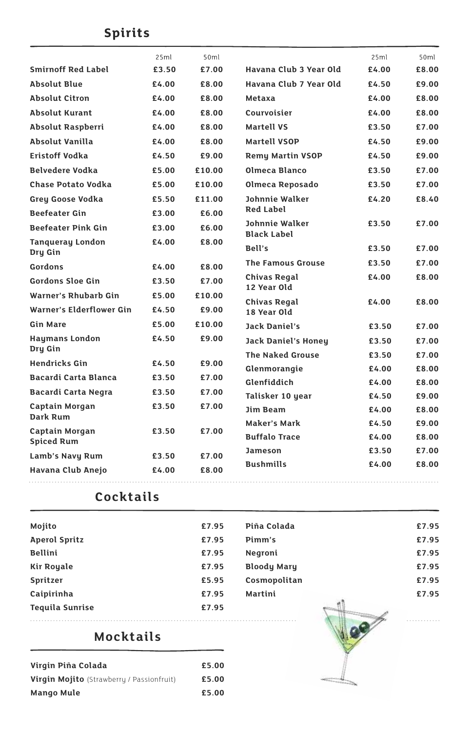## Spirits

| | 25ml | 50ml |
|---|---|---|
| **Smirnoff Red Label** | **£3.50** | **£7.00** |
| **Absolut Blue** | **£4.00** | **£8.00** |
| **Absolut Citron** | **£4.00** | **£8.00** |
| **Absolut Kurant** | **£4.00** | **£8.00** |
| **Absolut Raspberri** | **£4.00** | **£8.00** |
| **Absolut Vanilla** | **£4.00** | **£8.00** |
| **Eristoff Vodka** | **£4.50** | **£9.00** |
| **Belvedere Vodka** | **£5.00** | **£10.00** |
| **Chase Potato Vodka** | **£5.00** | **£10.00** |
| **Grey Goose Vodka** | **£5.50** | **£11.00** |
| **Beefeater Gin** | **£3.00** | **£6.00** |
| **Beefeater Pink Gin** | **£3.00** | **£6.00** |
| **Tanqueray London Dry Gin** | **£4.00** | **£8.00** |
| **Gordons** | **£4.00** | **£8.00** |
| **Gordons Sloe Gin** | **£3.50** | **£7.00** |
| **Warner's Rhubarb Gin** | **£5.00** | **£10.00** |
| **Warner's Elderflower Gin** | **£4.50** | **£9.00** |
| **Gin Mare** | **£5.00** | **£10.00** |
| **Haymans London Dry Gin** | **£4.50** | **£9.00** |
| **Hendricks Gin** | **£4.50** | **£9.00** |
| **Bacardi Carta Blanca** | **£3.50** | **£7.00** |
| **Bacardi Carta Negra** | **£3.50** | **£7.00** |
| **Captain Morgan Dark Rum** | **£3.50** | **£7.00** |
| **Captain Morgan Spiced Rum** | **£3.50** | **£7.00** |
| **Lamb's Navy Rum** | **£3.50** | **£7.00** |
| **Havana Club Anejo** | **£4.00** | **£8.00** |
| **Havana Club 3 Year Old** | **£4.00** | **£8.00** |
| **Havana Club 7 Year Old** | **£4.50** | **£9.00** |
| **Metaxa** | **£4.00** | **£8.00** |
| **Courvoisier** | **£4.00** | **£8.00** |
| **Martell VS** | **£3.50** | **£7.00** |
| **Martell VSOP** | **£4.50** | **£9.00** |
| **Remy Martin VSOP** | **£4.50** | **£9.00** |
| **Olmeca Blanco** | **£3.50** | **£7.00** |
| **Olmeca Reposado** | **£3.50** | **£7.00** |
| **Johnnie Walker Red Label** | **£4.20** | **£8.40** |
| **Johnnie Walker Black Label** | **£3.50** | **£7.00** |
| **Bell's** | **£3.50** | **£7.00** |
| **The Famous Grouse** | **£3.50** | **£7.00** |
| **Chivas Regal 12 Year Old** | **£4.00** | **£8.00** |
| **Chivas Regal 18 Year Old** | **£4.00** | **£8.00** |
| **Jack Daniel's** | **£3.50** | **£7.00** |
| **Jack Daniel's Honey** | **£3.50** | **£7.00** |
| **The Naked Grouse** | **£3.50** | **£7.00** |
| **Glenmorangie** | **£4.00** | **£8.00** |
| **Glenfiddich** | **£4.00** | **£8.00** |
| **Talisker 10 year** | **£4.50** | **£9.00** |
| **Jim Beam** | **£4.00** | **£8.00** |
| **Maker's Mark** | **£4.50** | **£9.00** |
| **Buffalo Trace** | **£4.00** | **£8.00** |
| **Jameson** | **£3.50** | **£7.00** |
| **Bushmills** | **£4.00** | **£8.00** |

## Cocktails

| | |
|---|---|
| **Mojito** | **£7.95** |
| **Aperol Spritz** | **£7.95** |
| **Bellini** | **£7.95** |
| **Kir Royale** | **£7.95** |
| **Spritzer** | **£5.95** |
| **Caipirinha** | **£7.95** |
| **Tequila Sunrise** | **£7.95** |
| **Piña Colada** | **£7.95** |
| **Pimm's** | **£7.95** |
| **Negroni** | **£7.95** |
| **Bloody Mary** | **£7.95** |
| **Cosmopolitan** | **£7.95** |
| **Martini** | **£7.95** |

## Mocktails

| | |
|---|---|
| **Virgin Piña Colada** | **£5.00** |
| **Virgin Mojito** (Strawberry / Passionfruit) | **£5.00** |
| **Mango Mule** | **£5.00** |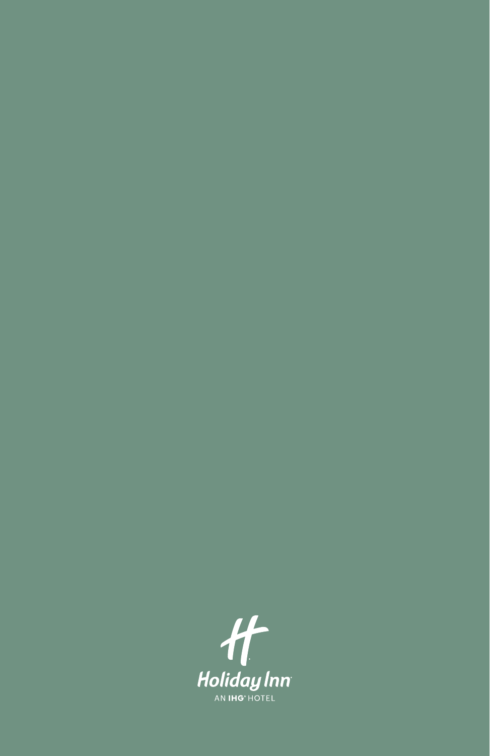Holiday Inn

AN IHG HOTEL